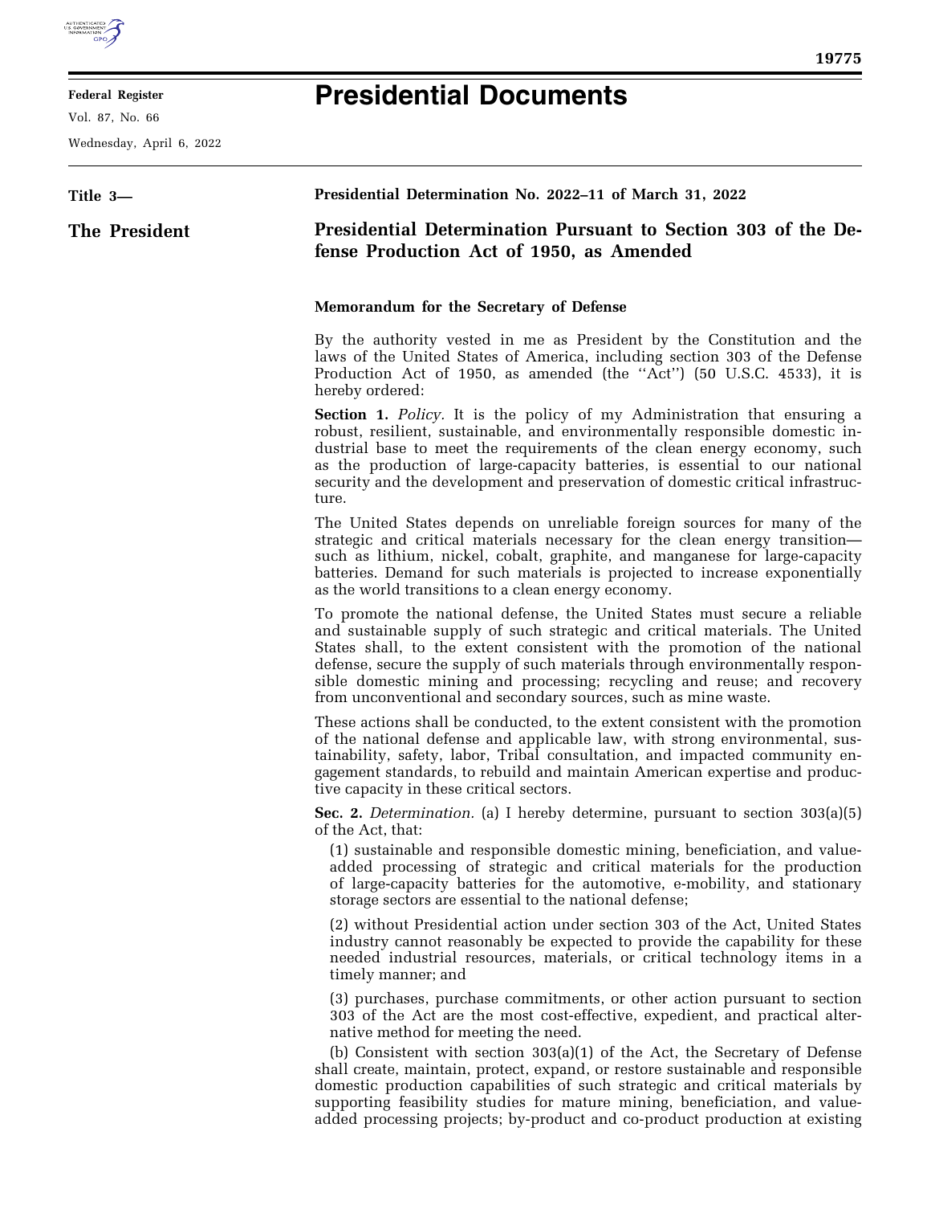**Federal Register**

Vol. 87, No. 66

Wednesday, April 6, 2022

# Presidential Documents

**Title 3—**

**The President**

**Presidential Determination No. 2022–11 of March 31, 2022**

## Presidential Determination Pursuant to Section 303 of the Defense Production Act of 1950, as Amended

**Memorandum for the Secretary of Defense**

By the authority vested in me as President by the Constitution and the laws of the United States of America, including section 303 of the Defense Production Act of 1950, as amended (the ''Act'') (50 U.S.C. 4533), it is hereby ordered:

**Section 1.** *Policy.* It is the policy of my Administration that ensuring a robust, resilient, sustainable, and environmentally responsible domestic industrial base to meet the requirements of the clean energy economy, such as the production of large-capacity batteries, is essential to our national security and the development and preservation of domestic critical infrastructure.

The United States depends on unreliable foreign sources for many of the strategic and critical materials necessary for the clean energy transition—such as lithium, nickel, cobalt, graphite, and manganese for large-capacity batteries. Demand for such materials is projected to increase exponentially as the world transitions to a clean energy economy.

To promote the national defense, the United States must secure a reliable and sustainable supply of such strategic and critical materials. The United States shall, to the extent consistent with the promotion of the national defense, secure the supply of such materials through environmentally responsible domestic mining and processing; recycling and reuse; and recovery from unconventional and secondary sources, such as mine waste.

These actions shall be conducted, to the extent consistent with the promotion of the national defense and applicable law, with strong environmental, sustainability, safety, labor, Tribal consultation, and impacted community engagement standards, to rebuild and maintain American expertise and productive capacity in these critical sectors.

**Sec. 2.** *Determination.* (a) I hereby determine, pursuant to section 303(a)(5) of the Act, that:

(1) sustainable and responsible domestic mining, beneficiation, and value-added processing of strategic and critical materials for the production of large-capacity batteries for the automotive, e-mobility, and stationary storage sectors are essential to the national defense;

(2) without Presidential action under section 303 of the Act, United States industry cannot reasonably be expected to provide the capability for these needed industrial resources, materials, or critical technology items in a timely manner; and

(3) purchases, purchase commitments, or other action pursuant to section 303 of the Act are the most cost-effective, expedient, and practical alternative method for meeting the need.

(b) Consistent with section 303(a)(1) of the Act, the Secretary of Defense shall create, maintain, protect, expand, or restore sustainable and responsible domestic production capabilities of such strategic and critical materials by supporting feasibility studies for mature mining, beneficiation, and value-added processing projects; by-product and co-product production at existing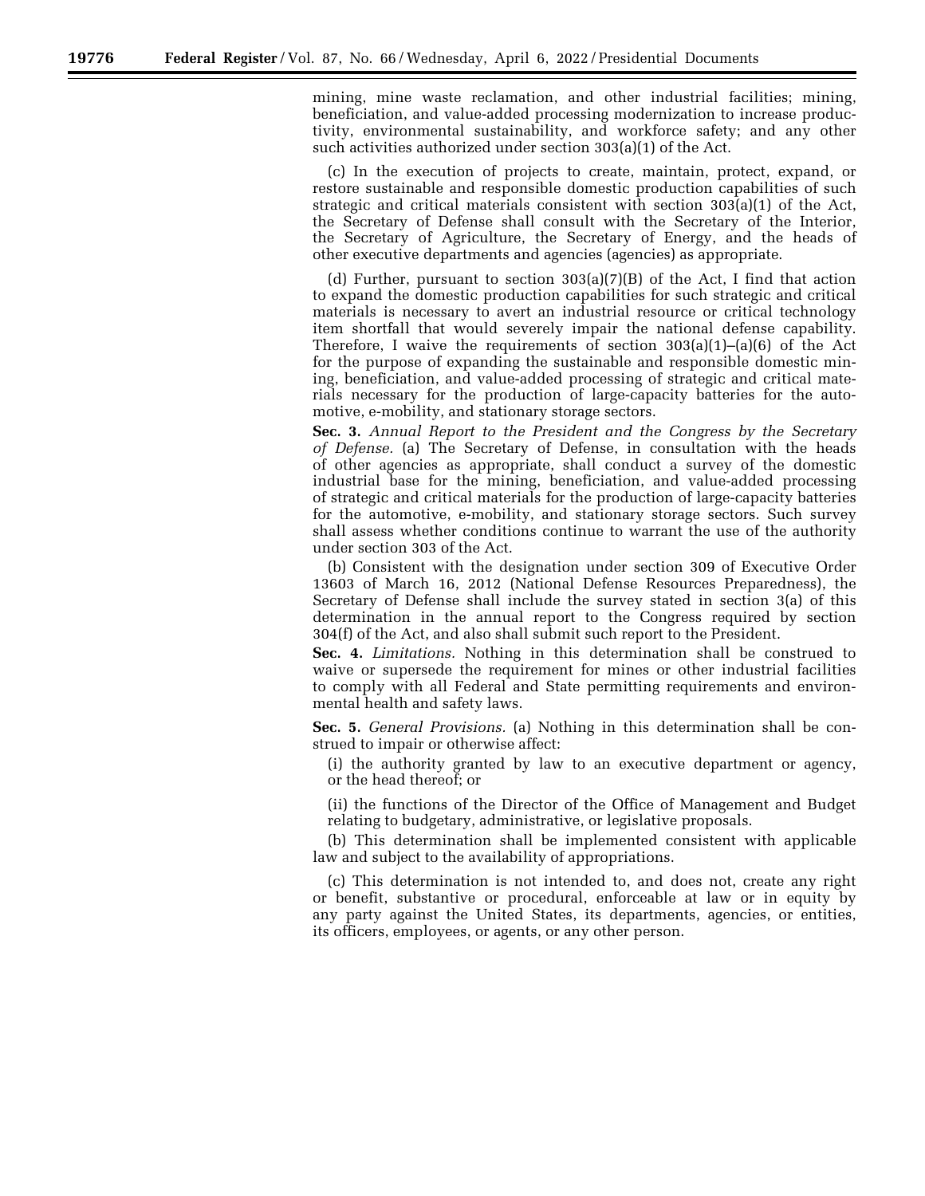mining, mine waste reclamation, and other industrial facilities; mining, beneficiation, and value-added processing modernization to increase productivity, environmental sustainability, and workforce safety; and any other such activities authorized under section 303(a)(1) of the Act.

(c) In the execution of projects to create, maintain, protect, expand, or restore sustainable and responsible domestic production capabilities of such strategic and critical materials consistent with section 303(a)(1) of the Act, the Secretary of Defense shall consult with the Secretary of the Interior, the Secretary of Agriculture, the Secretary of Energy, and the heads of other executive departments and agencies (agencies) as appropriate.

(d) Further, pursuant to section 303(a)(7)(B) of the Act, I find that action to expand the domestic production capabilities for such strategic and critical materials is necessary to avert an industrial resource or critical technology item shortfall that would severely impair the national defense capability. Therefore, I waive the requirements of section 303(a)(1)–(a)(6) of the Act for the purpose of expanding the sustainable and responsible domestic mining, beneficiation, and value-added processing of strategic and critical materials necessary for the production of large-capacity batteries for the automotive, e-mobility, and stationary storage sectors.

**Sec. 3.** *Annual Report to the President and the Congress by the Secretary of Defense.* (a) The Secretary of Defense, in consultation with the heads of other agencies as appropriate, shall conduct a survey of the domestic industrial base for the mining, beneficiation, and value-added processing of strategic and critical materials for the production of large-capacity batteries for the automotive, e-mobility, and stationary storage sectors. Such survey shall assess whether conditions continue to warrant the use of the authority under section 303 of the Act.

(b) Consistent with the designation under section 309 of Executive Order 13603 of March 16, 2012 (National Defense Resources Preparedness), the Secretary of Defense shall include the survey stated in section 3(a) of this determination in the annual report to the Congress required by section 304(f) of the Act, and also shall submit such report to the President.

**Sec. 4.** *Limitations.* Nothing in this determination shall be construed to waive or supersede the requirement for mines or other industrial facilities to comply with all Federal and State permitting requirements and environmental health and safety laws.

**Sec. 5.** *General Provisions.* (a) Nothing in this determination shall be construed to impair or otherwise affect:

(i) the authority granted by law to an executive department or agency, or the head thereof; or

(ii) the functions of the Director of the Office of Management and Budget relating to budgetary, administrative, or legislative proposals.

(b) This determination shall be implemented consistent with applicable law and subject to the availability of appropriations.

(c) This determination is not intended to, and does not, create any right or benefit, substantive or procedural, enforceable at law or in equity by any party against the United States, its departments, agencies, or entities, its officers, employees, or agents, or any other person.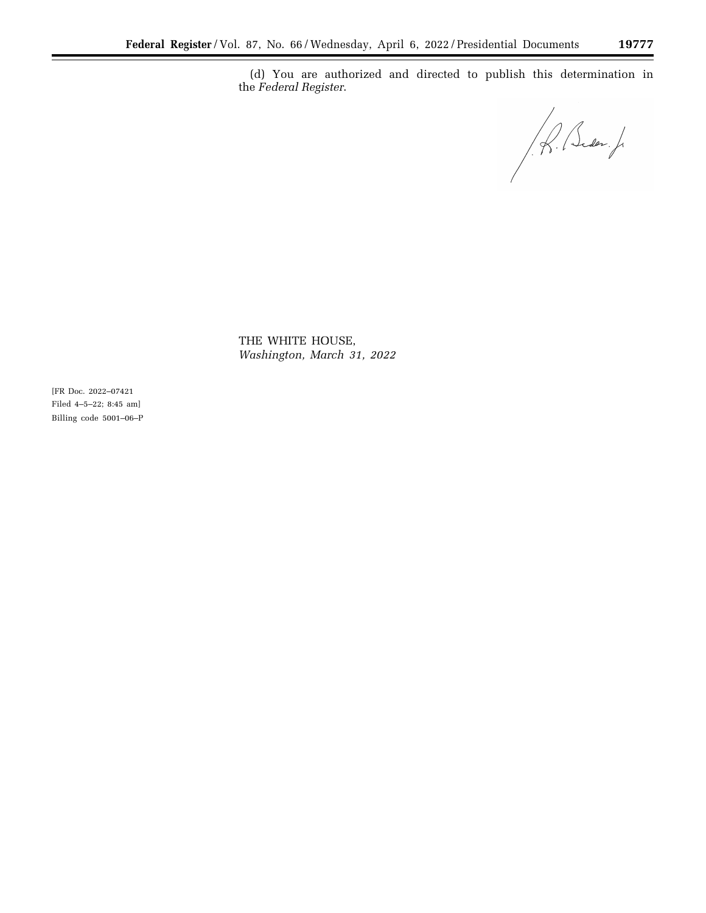(d) You are authorized and directed to publish this determination in the *Federal Register*.

THE WHITE HOUSE,
*Washington, March 31, 2022*

[FR Doc. 2022–07421
Filed 4–5–22; 8:45 am]
Billing code 5001–06–P